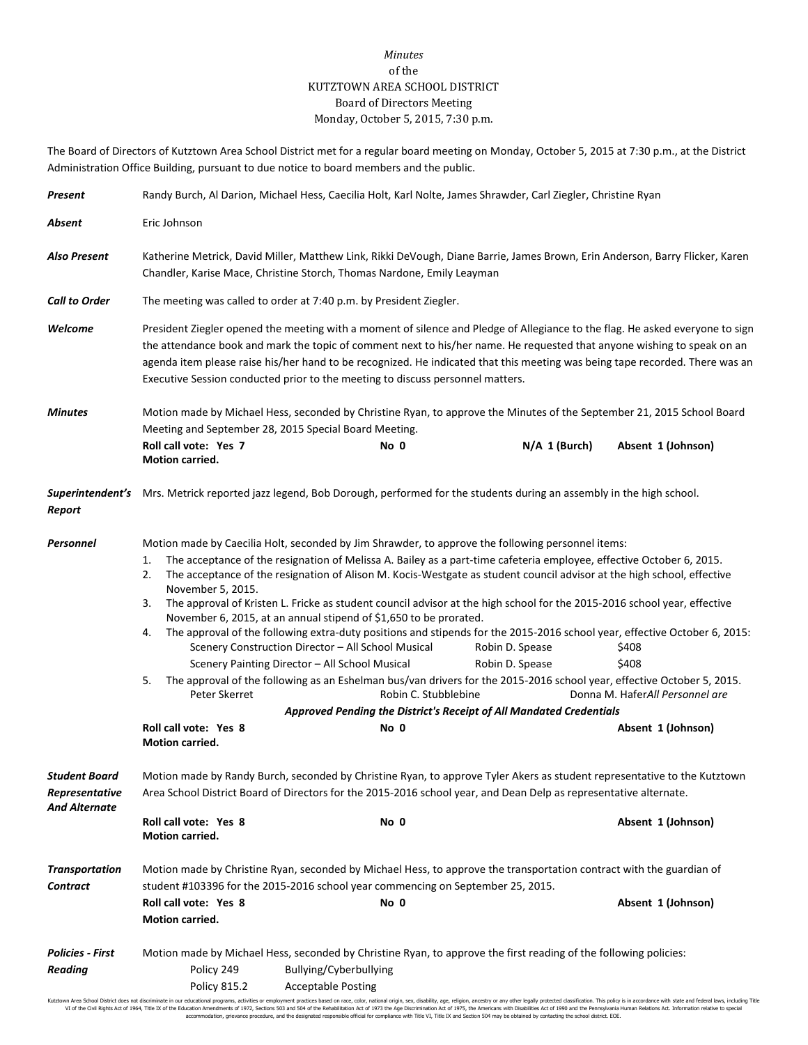*Minutes*
of the
KUTZTOWN AREA SCHOOL DISTRICT
Board of Directors Meeting
Monday, October 5, 2015, 7:30 p.m.

The Board of Directors of Kutztown Area School District met for a regular board meeting on Monday, October 5, 2015 at 7:30 p.m., at the District Administration Office Building, pursuant to due notice to board members and the public.

***Present*** Randy Burch, Al Darion, Michael Hess, Caecilia Holt, Karl Nolte, James Shrawder, Carl Ziegler, Christine Ryan

***Absent*** Eric Johnson

***Also Present*** Katherine Metrick, David Miller, Matthew Link, Rikki DeVough, Diane Barrie, James Brown, Erin Anderson, Barry Flicker, Karen Chandler, Karise Mace, Christine Storch, Thomas Nardone, Emily Leayman

***Call to Order*** The meeting was called to order at 7:40 p.m. by President Ziegler.

***Welcome*** President Ziegler opened the meeting with a moment of silence and Pledge of Allegiance to the flag. He asked everyone to sign the attendance book and mark the topic of comment next to his/her name. He requested that anyone wishing to speak on an agenda item please raise his/her hand to be recognized. He indicated that this meeting was being tape recorded. There was an Executive Session conducted prior to the meeting to discuss personnel matters.

***Minutes*** Motion made by Michael Hess, seconded by Christine Ryan, to approve the Minutes of the September 21, 2015 School Board Meeting and September 28, 2015 Special Board Meeting.

**Roll call vote: Yes 7** **No 0** **N/A 1 (Burch)** **Absent 1 (Johnson)**
**Motion carried.**

***Superintendent's Report*** Mrs. Metrick reported jazz legend, Bob Dorough, performed for the students during an assembly in the high school.

***Personnel*** Motion made by Caecilia Holt, seconded by Jim Shrawder, to approve the following personnel items:

1. The acceptance of the resignation of Melissa A. Bailey as a part-time cafeteria employee, effective October 6, 2015.
2. The acceptance of the resignation of Alison M. Kocis-Westgate as student council advisor at the high school, effective November 5, 2015.
3. The approval of Kristen L. Fricke as student council advisor at the high school for the 2015-2016 school year, effective November 6, 2015, at an annual stipend of $1,650 to be prorated.
4. The approval of the following extra-duty positions and stipends for the 2015-2016 school year, effective October 6, 2015:

| | | |
|---|---|---|
| Scenery Construction Director – All School Musical | Robin D. Spease | $408 |
| Scenery Painting Director – All School Musical | Robin D. Spease | $408 |

5. The approval of the following as an Eshelman bus/van drivers for the 2015-2016 school year, effective October 5, 2015.
   Peter Skerret    Robin C. Stubblebine    Donna M. Hafer*All Personnel are*

***Approved Pending the District's Receipt of All Mandated Credentials***

**Roll call vote: Yes 8** **No 0** **Absent 1 (Johnson)**
**Motion carried.**

***Student Board Representative And Alternate*** Motion made by Randy Burch, seconded by Christine Ryan, to approve Tyler Akers as student representative to the Kutztown Area School District Board of Directors for the 2015-2016 school year, and Dean Delp as representative alternate.

**Roll call vote: Yes 8** **No 0** **Absent 1 (Johnson)**
**Motion carried.**

***Transportation Contract*** Motion made by Christine Ryan, seconded by Michael Hess, to approve the transportation contract with the guardian of student #103396 for the 2015-2016 school year commencing on September 25, 2015.

**Roll call vote: Yes 8** **No 0** **Absent 1 (Johnson)**
**Motion carried.**

***Policies - First Reading*** Motion made by Michael Hess, seconded by Christine Ryan, to approve the first reading of the following policies:

| | |
|---|---|
| Policy 249 | Bullying/Cyberbullying |
| Policy 815.2 | Acceptable Posting |

Kutztown Area School District does not discriminate in our educational programs, activities or employment practices based on race, color, national origin, sex, disability, age, religion, ancestry or any other legally protected classification. This policy is in accordance with state and federal laws, including Title VI of the Civil Rights Act of 1964, Title IX of the Education Amendments of 1972, Sections 503 and 504 of the Rehabilitation Act of 1973 the Age Discrimination Act of 1975, the Americans with Disabilities Act of 1990 and the Pennsylvania Human Relations Act. Information relative to special accommodation, grievance procedure, and the designated responsible official for compliance with Title VI, Title IX and Section 504 may be obtained by contacting the school district. EOE.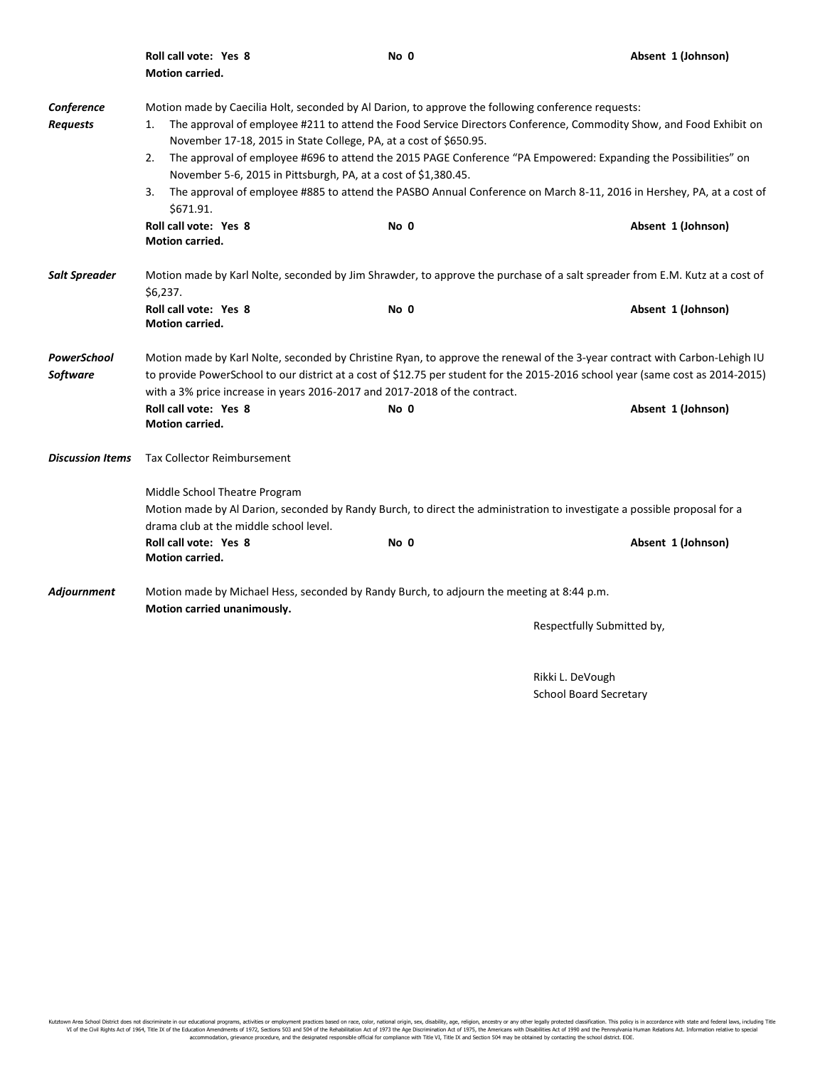**Roll call vote: Yes 8** **No 0** **Absent 1 (Johnson)**
**Motion carried.**

***Conference Requests***

Motion made by Caecilia Holt, seconded by Al Darion, to approve the following conference requests:

1. The approval of employee #211 to attend the Food Service Directors Conference, Commodity Show, and Food Exhibit on November 17-18, 2015 in State College, PA, at a cost of $650.95.
2. The approval of employee #696 to attend the 2015 PAGE Conference "PA Empowered: Expanding the Possibilities" on November 5-6, 2015 in Pittsburgh, PA, at a cost of $1,380.45.
3. The approval of employee #885 to attend the PASBO Annual Conference on March 8-11, 2016 in Hershey, PA, at a cost of $671.91.

**Roll call vote: Yes 8** **No 0** **Absent 1 (Johnson)**
**Motion carried.**

***Salt Spreader***

Motion made by Karl Nolte, seconded by Jim Shrawder, to approve the purchase of a salt spreader from E.M. Kutz at a cost of $6,237.

**Roll call vote: Yes 8** **No 0** **Absent 1 (Johnson)**
**Motion carried.**

***PowerSchool Software***

Motion made by Karl Nolte, seconded by Christine Ryan, to approve the renewal of the 3-year contract with Carbon-Lehigh IU to provide PowerSchool to our district at a cost of $12.75 per student for the 2015-2016 school year (same cost as 2014-2015) with a 3% price increase in years 2016-2017 and 2017-2018 of the contract.

**Roll call vote: Yes 8** **No 0** **Absent 1 (Johnson)**
**Motion carried.**

***Discussion Items***

Tax Collector Reimbursement

Middle School Theatre Program

Motion made by Al Darion, seconded by Randy Burch, to direct the administration to investigate a possible proposal for a drama club at the middle school level.

**Roll call vote: Yes 8** **No 0** **Absent 1 (Johnson)**
**Motion carried.**

***Adjournment***

Motion made by Michael Hess, seconded by Randy Burch, to adjourn the meeting at 8:44 p.m.

**Motion carried unanimously.**

Respectfully Submitted by,

Rikki L. DeVough
School Board Secretary

Kutztown Area School District does not discriminate in our educational programs, activities or employment practices based on race, color, national origin, sex, disability, age, religion, ancestry or any other legally protected classification. This policy is in accordance with state and federal laws, including Title VI of the Civil Rights Act of 1964, Title IX of the Education Amendments of 1972, Sections 503 and 504 of the Rehabilitation Act of 1973 the Age Discrimination Act of 1975, the Americans with Disabilities Act of 1990 and the Pennsylvania Human Relations Act. Information relative to special accommodation, grievance procedure, and the designated responsible official for compliance with Title VI, Title IX and Section 504 may be obtained by contacting the school district. EOE.